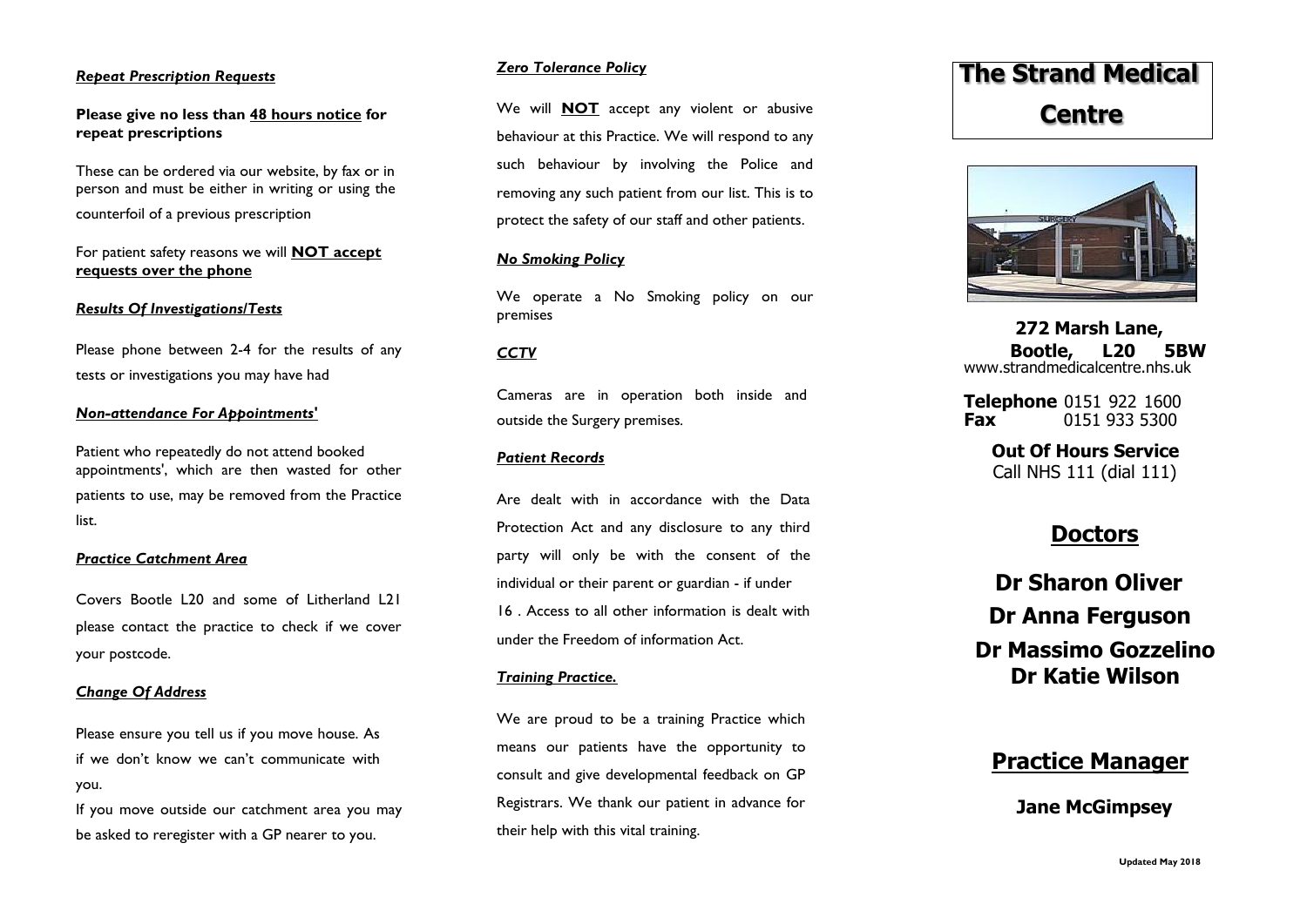### *Repeat Prescription Requests*

**Please give no less than 48 hours notice for repeat prescriptions**

These can be ordered via our website, by fax or in person and must be either in writing or using the counterfoil of a previous prescription

For patient safety reasons we will **NOT accept requests over the phone**

### *Results Of Investigations/Tests*

Please phone between 2-4 for the results of any tests or investigations you may have had

### *Non-attendance For Appointments'*

Patient who repeatedly do not attend booked appointments', which are then wasted for other patients to use, may be removed from the Practice list.

### *Practice Catchment Area*

Covers Bootle L20 and some of Litherland L21 please contact the practice to check if we cover your postcode.

### *Change Of Address*

Please ensure you tell us if you move house. As if we don't know we can't communicate with you.

If you move outside our catchment area you may be asked to reregister with a GP nearer to you.

### *Zero Tolerance Policy*

We will **NOT** accept any violent or abusive behaviour at this Practice. We will respond to any such behaviour by involving the Police and removing any such patient from our list. This is to protect the safety of our staff and other patients.

### *No Smoking Policy*

We operate a No Smoking policy on our premises

### *CCTV*

Cameras are in operation both inside and outside the Surgery premises.

### *Patient Records*

Are dealt with in accordance with the Data Protection Act and any disclosure to any third party will only be with the consent of the individual or their parent or guardian - if under 16 . Access to all other information is dealt with under the Freedom of information Act.

### *Training Practice.*

We are proud to be a training Practice which means our patients have the opportunity to consult and give developmental feedback on GP Registrars. We thank our patient in advance for their help with this vital training.

# The Strand Medical Centre

**272 Marsh Lane,**
**Bootle, L20 5BW**
www.strandmedicalcentre.nhs.uk

**Telephone** 0151 922 1600
**Fax** 0151 933 5300

**Out Of Hours Service**
Call NHS 111 (dial 111)

## Doctors

**Dr Sharon Oliver**

**Dr Anna Ferguson**

**Dr Massimo Gozzelino**

**Dr Katie Wilson**

## Practice Manager

**Jane McGimpsey**

**Updated May 2018**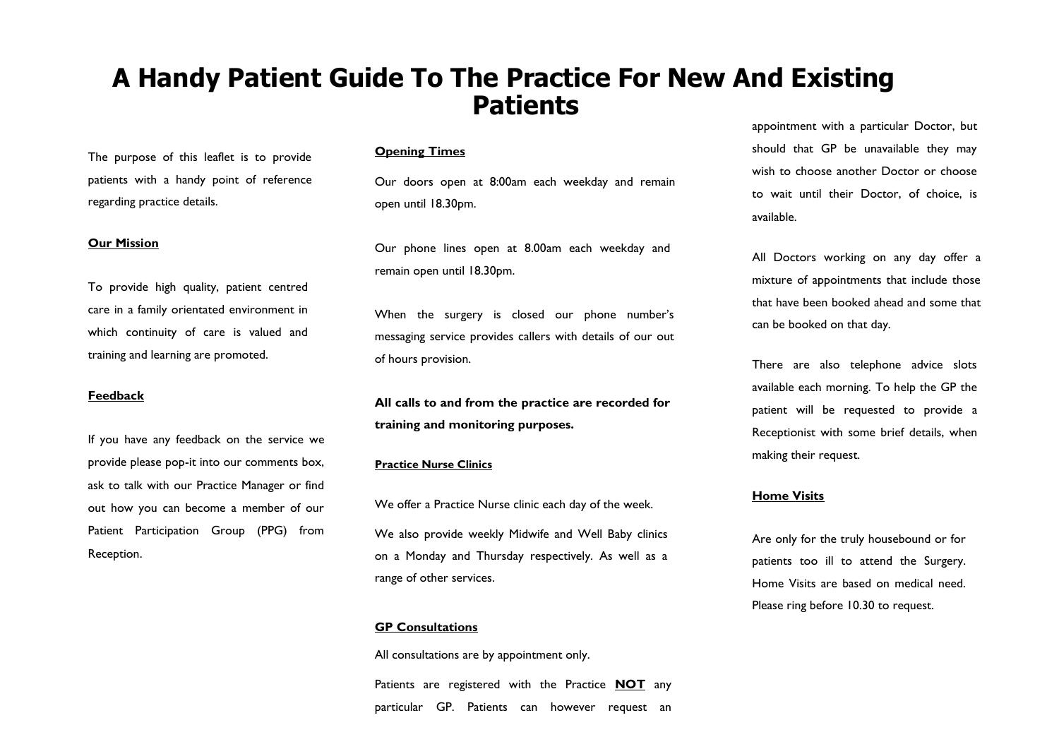# A Handy Patient Guide To The Practice For New And Existing Patients

The purpose of this leaflet is to provide patients with a handy point of reference regarding practice details.

**Our Mission**

To provide high quality, patient centred care in a family orientated environment in which continuity of care is valued and training and learning are promoted.

**Feedback**

If you have any feedback on the service we provide please pop-it into our comments box, ask to talk with our Practice Manager or find out how you can become a member of our Patient Participation Group (PPG) from Reception.

**Opening Times**

Our doors open at 8:00am each weekday and remain open until 18.30pm.

Our phone lines open at 8.00am each weekday and remain open until 18.30pm.

When the surgery is closed our phone number's messaging service provides callers with details of our out of hours provision.

**All calls to and from the practice are recorded for training and monitoring purposes.**

**Practice Nurse Clinics**

We offer a Practice Nurse clinic each day of the week.

We also provide weekly Midwife and Well Baby clinics on a Monday and Thursday respectively. As well as a range of other services.

**GP Consultations**

All consultations are by appointment only.

Patients are registered with the Practice **NOT** any particular GP. Patients can however request an appointment with a particular Doctor, but should that GP be unavailable they may wish to choose another Doctor or choose to wait until their Doctor, of choice, is available.

All Doctors working on any day offer a mixture of appointments that include those that have been booked ahead and some that can be booked on that day.

There are also telephone advice slots available each morning. To help the GP the patient will be requested to provide a Receptionist with some brief details, when making their request.

**Home Visits**

Are only for the truly housebound or for patients too ill to attend the Surgery. Home Visits are based on medical need. Please ring before 10.30 to request.